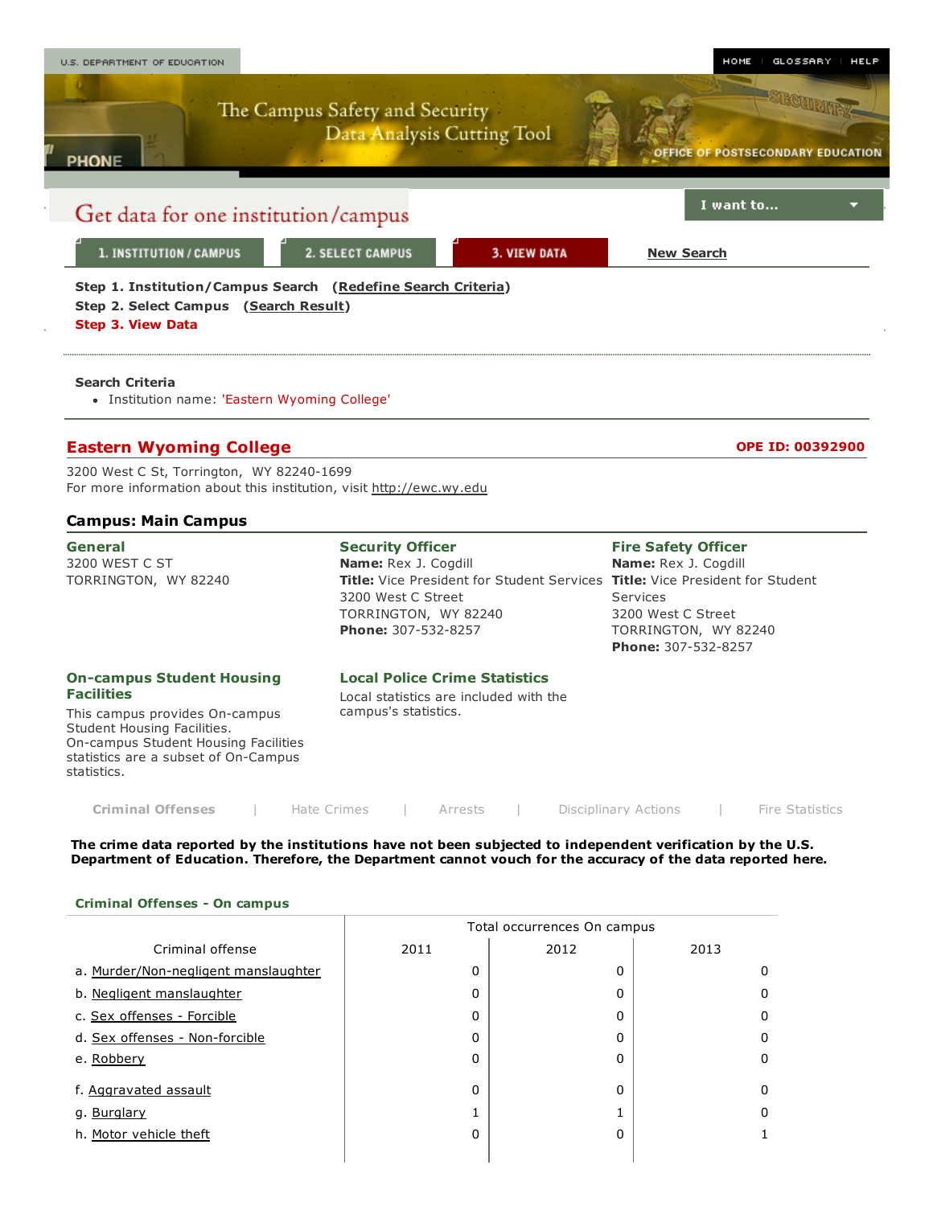U.S. DEPARTMENT OF EDUCATION

HOME | GLOSSARY | HELP

The Campus Safety and Security Data Analysis Cutting Tool

OFFICE OF POSTSECONDARY EDUCATION

# Get data for one institution/campus

I want to...

1. INSTITUTION / CAMPUS | 2. SELECT CAMPUS | 3. VIEW DATA | New Search

**Step 1. Institution/Campus Search** (Redefine Search Criteria)
**Step 2. Select Campus** (Search Result)
**Step 3. View Data**

**Search Criteria**

- Institution name: 'Eastern Wyoming College'

## Eastern Wyoming College

**OPE ID: 00392900**

3200 West C St, Torrington, WY 82240-1699
For more information about this institution, visit http://ewc.wy.edu

### Campus: Main Campus

**General**
3200 WEST C ST
TORRINGTON, WY 82240

**Security Officer**
**Name:** Rex J. Cogdill
**Title:** Vice President for Student Services
3200 West C Street
TORRINGTON, WY 82240
**Phone:** 307-532-8257

**Fire Safety Officer**
**Name:** Rex J. Cogdill
**Title:** Vice President for Student Services
3200 West C Street
TORRINGTON, WY 82240
**Phone:** 307-532-8257

**On-campus Student Housing Facilities**
This campus provides On-campus Student Housing Facilities.
On-campus Student Housing Facilities statistics are a subset of On-Campus statistics.

**Local Police Crime Statistics**
Local statistics are included with the campus's statistics.

Criminal Offenses | Hate Crimes | Arrests | Disciplinary Actions | Fire Statistics

**The crime data reported by the institutions have not been subjected to independent verification by the U.S. Department of Education. Therefore, the Department cannot vouch for the accuracy of the data reported here.**

**Criminal Offenses - On campus**

| Criminal offense | Total occurrences On campus | | |
|---|---|---|---|
| | 2011 | 2012 | 2013 |
| a. Murder/Non-negligent manslaughter | 0 | 0 | 0 |
| b. Negligent manslaughter | 0 | 0 | 0 |
| c. Sex offenses - Forcible | 0 | 0 | 0 |
| d. Sex offenses - Non-forcible | 0 | 0 | 0 |
| e. Robbery | 0 | 0 | 0 |
| f. Aggravated assault | 0 | 0 | 0 |
| g. Burglary | 1 | 1 | 0 |
| h. Motor vehicle theft | 0 | 0 | 1 |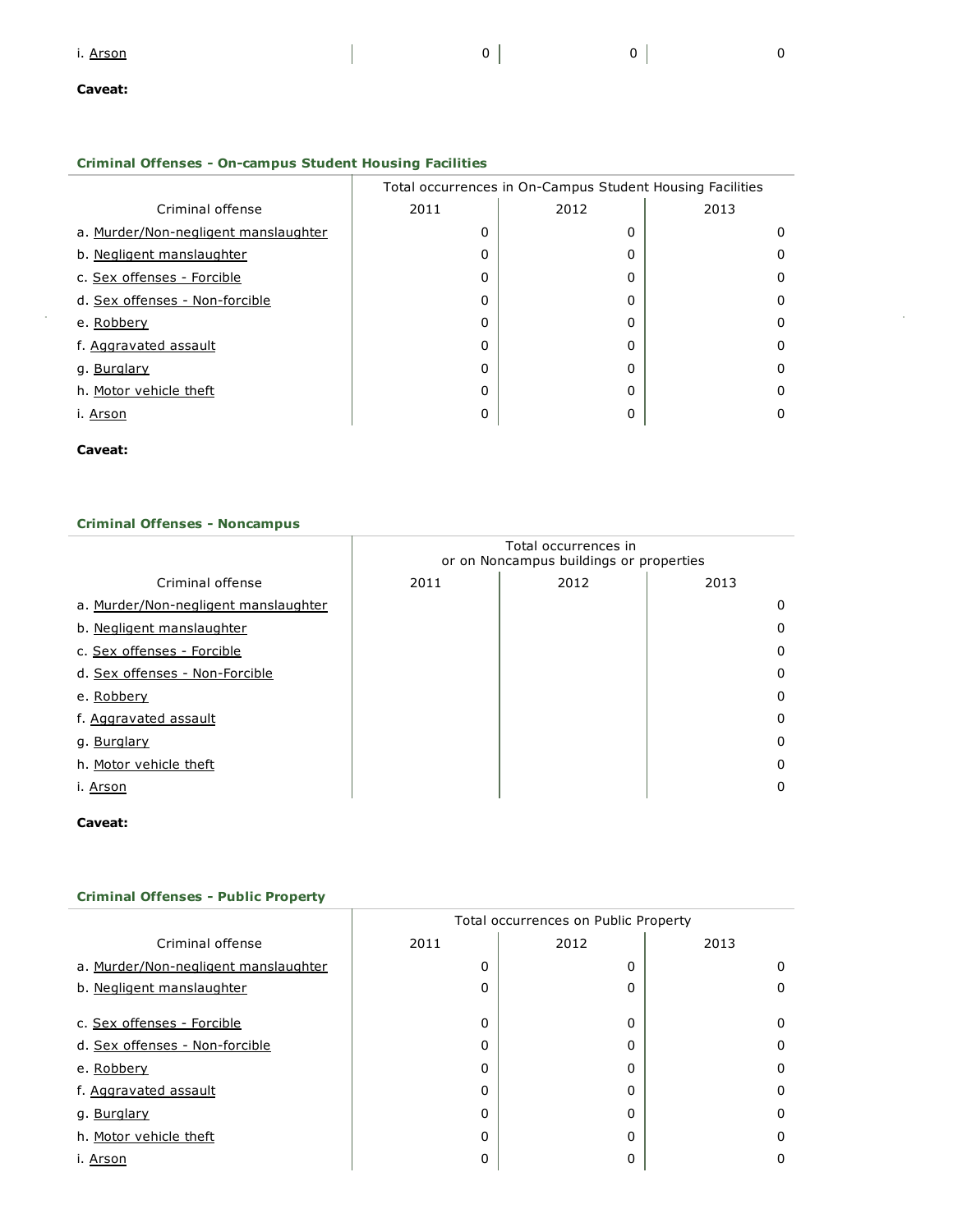| | | | |
|---|---|---|---|
| i. Arson | 0 | 0 | 0 |

**Caveat:**

**Criminal Offenses - On-campus Student Housing Facilities**

| | Total occurrences in On-Campus Student Housing Facilities | | |
|---|---|---|---|
| Criminal offense | 2011 | 2012 | 2013 |
| a. Murder/Non-negligent manslaughter | 0 | 0 | 0 |
| b. Negligent manslaughter | 0 | 0 | 0 |
| c. Sex offenses - Forcible | 0 | 0 | 0 |
| d. Sex offenses - Non-forcible | 0 | 0 | 0 |
| e. Robbery | 0 | 0 | 0 |
| f. Aggravated assault | 0 | 0 | 0 |
| g. Burglary | 0 | 0 | 0 |
| h. Motor vehicle theft | 0 | 0 | 0 |
| i. Arson | 0 | 0 | 0 |

**Caveat:**

**Criminal Offenses - Noncampus**

| | Total occurrences in or on Noncampus buildings or properties | | |
|---|---|---|---|
| Criminal offense | 2011 | 2012 | 2013 |
| a. Murder/Non-negligent manslaughter | | | 0 |
| b. Negligent manslaughter | | | 0 |
| c. Sex offenses - Forcible | | | 0 |
| d. Sex offenses - Non-Forcible | | | 0 |
| e. Robbery | | | 0 |
| f. Aggravated assault | | | 0 |
| g. Burglary | | | 0 |
| h. Motor vehicle theft | | | 0 |
| i. Arson | | | 0 |

**Caveat:**

**Criminal Offenses - Public Property**

| | Total occurrences on Public Property | | |
|---|---|---|---|
| Criminal offense | 2011 | 2012 | 2013 |
| a. Murder/Non-negligent manslaughter | 0 | 0 | 0 |
| b. Negligent manslaughter | 0 | 0 | 0 |
| c. Sex offenses - Forcible | 0 | 0 | 0 |
| d. Sex offenses - Non-forcible | 0 | 0 | 0 |
| e. Robbery | 0 | 0 | 0 |
| f. Aggravated assault | 0 | 0 | 0 |
| g. Burglary | 0 | 0 | 0 |
| h. Motor vehicle theft | 0 | 0 | 0 |
| i. Arson | 0 | 0 | 0 |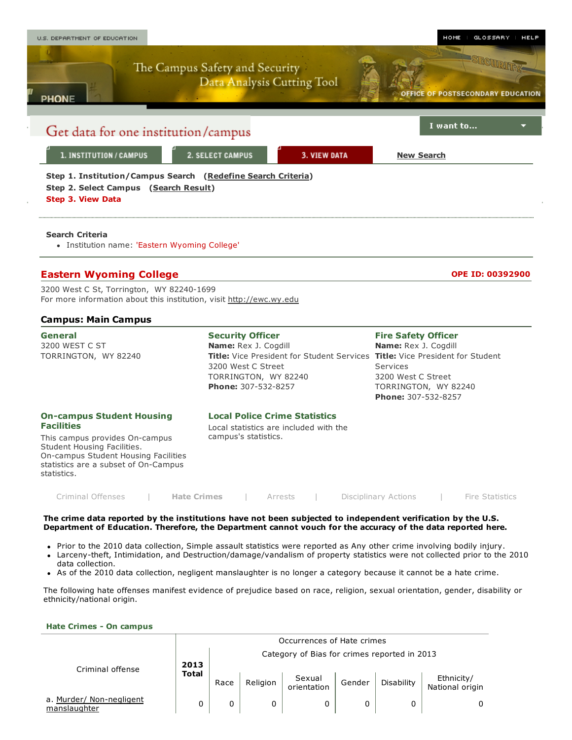U.S. DEPARTMENT OF EDUCATION

HOME | GLOSSARY | HELP

The Campus Safety and Security Data Analysis Cutting Tool

OFFICE OF POSTSECONDARY EDUCATION

# Get data for one institution/campus

I want to...

1. INSTITUTION / CAMPUS | 2. SELECT CAMPUS | 3. VIEW DATA | New Search

**Step 1. Institution/Campus Search** (Redefine Search Criteria)
**Step 2. Select Campus** (Search Result)
**Step 3. View Data**

**Search Criteria**

- Institution name: 'Eastern Wyoming College'

## Eastern Wyoming College

**OPE ID: 00392900**

3200 West C St, Torrington, WY 82240-1699
For more information about this institution, visit http://ewc.wy.edu

### Campus: Main Campus

**General**
3200 WEST C ST
TORRINGTON, WY 82240

**Security Officer**
**Name:** Rex J. Cogdill
**Title:** Vice President for Student Services
3200 West C Street
TORRINGTON, WY 82240
**Phone:** 307-532-8257

**Fire Safety Officer**
**Name:** Rex J. Cogdill
**Title:** Vice President for Student Services
3200 West C Street
TORRINGTON, WY 82240
**Phone:** 307-532-8257

**On-campus Student Housing Facilities**
This campus provides On-campus Student Housing Facilities.
On-campus Student Housing Facilities statistics are a subset of On-Campus statistics.

**Local Police Crime Statistics**
Local statistics are included with the campus's statistics.

Criminal Offenses | **Hate Crimes** | Arrests | Disciplinary Actions | Fire Statistics

**The crime data reported by the institutions have not been subjected to independent verification by the U.S. Department of Education. Therefore, the Department cannot vouch for the accuracy of the data reported here.**

- Prior to the 2010 data collection, Simple assault statistics were reported as Any other crime involving bodily injury.
- Larceny-theft, Intimidation, and Destruction/damage/vandalism of property statistics were not collected prior to the 2010 data collection.
- As of the 2010 data collection, negligent manslaughter is no longer a category because it cannot be a hate crime.

The following hate offenses manifest evidence of prejudice based on race, religion, sexual orientation, gender, disability or ethnicity/national origin.

**Hate Crimes - On campus**

| Criminal offense | Occurrences of Hate crimes | | | | | | |
|---|---|---|---|---|---|---|---|
| | **2013 Total** | Category of Bias for crimes reported in 2013 | | | | | |
| | | Race | Religion | Sexual orientation | Gender | Disability | Ethnicity/ National origin |
| a. Murder/ Non-negligent manslaughter | 0 | 0 | 0 | 0 | 0 | 0 | 0 |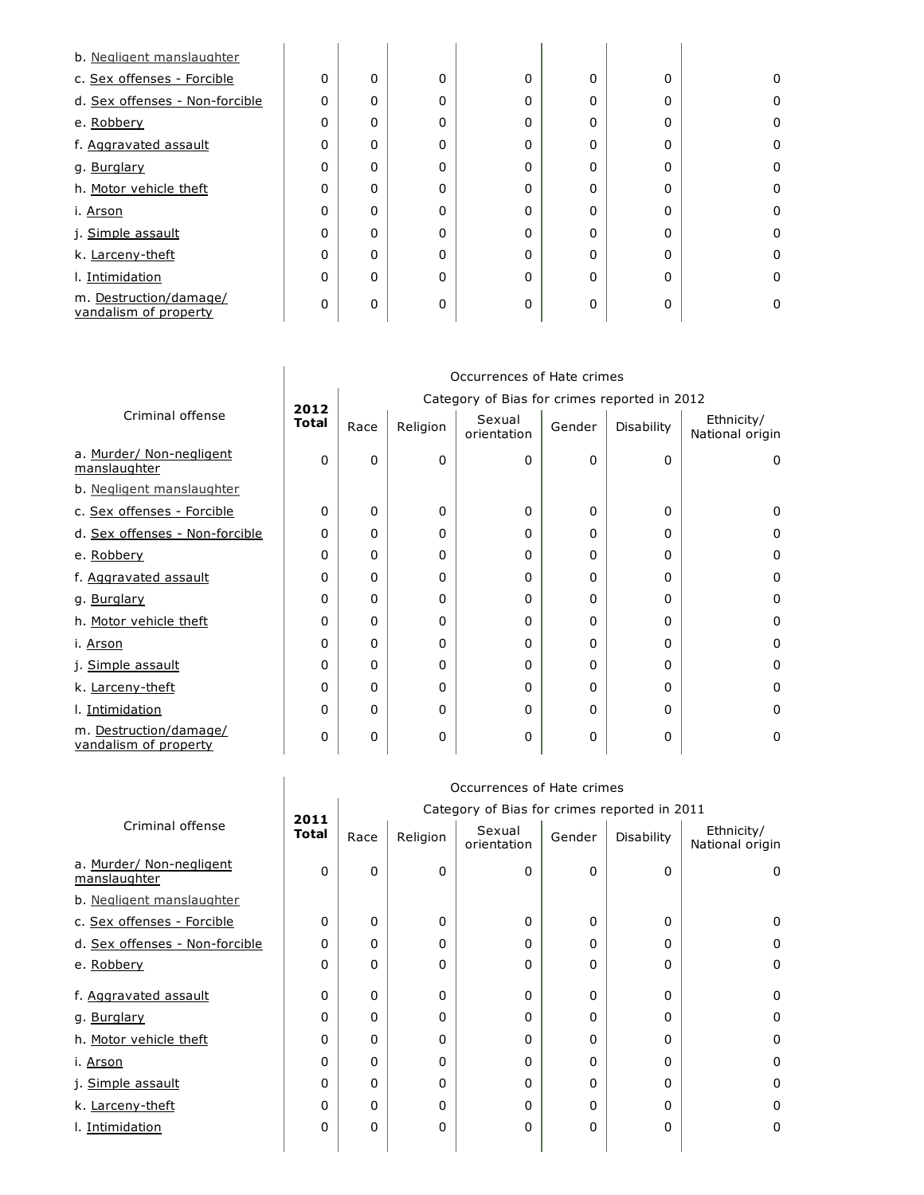| Criminal offense | | | | | | | |
|---|---|---|---|---|---|---|---|
| b. Negligent manslaughter | | | | | | | |
| c. Sex offenses - Forcible | 0 | 0 | 0 | 0 | 0 | 0 | 0 |
| d. Sex offenses - Non-forcible | 0 | 0 | 0 | 0 | 0 | 0 | 0 |
| e. Robbery | 0 | 0 | 0 | 0 | 0 | 0 | 0 |
| f. Aggravated assault | 0 | 0 | 0 | 0 | 0 | 0 | 0 |
| g. Burglary | 0 | 0 | 0 | 0 | 0 | 0 | 0 |
| h. Motor vehicle theft | 0 | 0 | 0 | 0 | 0 | 0 | 0 |
| i. Arson | 0 | 0 | 0 | 0 | 0 | 0 | 0 |
| j. Simple assault | 0 | 0 | 0 | 0 | 0 | 0 | 0 |
| k. Larceny-theft | 0 | 0 | 0 | 0 | 0 | 0 | 0 |
| l. Intimidation | 0 | 0 | 0 | 0 | 0 | 0 | 0 |
| m. Destruction/damage/ vandalism of property | 0 | 0 | 0 | 0 | 0 | 0 | 0 |

| Criminal offense | 2012 Total | Occurrences of Hate crimes Category of Bias for crimes reported in 2012 | | | | | |
|---|---|---|---|---|---|---|---|
| | | Race | Religion | Sexual orientation | Gender | Disability | Ethnicity/ National origin |
| a. Murder/ Non-negligent manslaughter | 0 | 0 | 0 | 0 | 0 | 0 | 0 |
| b. Negligent manslaughter | | | | | | | |
| c. Sex offenses - Forcible | 0 | 0 | 0 | 0 | 0 | 0 | 0 |
| d. Sex offenses - Non-forcible | 0 | 0 | 0 | 0 | 0 | 0 | 0 |
| e. Robbery | 0 | 0 | 0 | 0 | 0 | 0 | 0 |
| f. Aggravated assault | 0 | 0 | 0 | 0 | 0 | 0 | 0 |
| g. Burglary | 0 | 0 | 0 | 0 | 0 | 0 | 0 |
| h. Motor vehicle theft | 0 | 0 | 0 | 0 | 0 | 0 | 0 |
| i. Arson | 0 | 0 | 0 | 0 | 0 | 0 | 0 |
| j. Simple assault | 0 | 0 | 0 | 0 | 0 | 0 | 0 |
| k. Larceny-theft | 0 | 0 | 0 | 0 | 0 | 0 | 0 |
| l. Intimidation | 0 | 0 | 0 | 0 | 0 | 0 | 0 |
| m. Destruction/damage/ vandalism of property | 0 | 0 | 0 | 0 | 0 | 0 | 0 |

| Criminal offense | 2011 Total | Occurrences of Hate crimes Category of Bias for crimes reported in 2011 | | | | | |
|---|---|---|---|---|---|---|---|
| | | Race | Religion | Sexual orientation | Gender | Disability | Ethnicity/ National origin |
| a. Murder/ Non-negligent manslaughter | 0 | 0 | 0 | 0 | 0 | 0 | 0 |
| b. Negligent manslaughter | | | | | | | |
| c. Sex offenses - Forcible | 0 | 0 | 0 | 0 | 0 | 0 | 0 |
| d. Sex offenses - Non-forcible | 0 | 0 | 0 | 0 | 0 | 0 | 0 |
| e. Robbery | 0 | 0 | 0 | 0 | 0 | 0 | 0 |
| f. Aggravated assault | 0 | 0 | 0 | 0 | 0 | 0 | 0 |
| g. Burglary | 0 | 0 | 0 | 0 | 0 | 0 | 0 |
| h. Motor vehicle theft | 0 | 0 | 0 | 0 | 0 | 0 | 0 |
| i. Arson | 0 | 0 | 0 | 0 | 0 | 0 | 0 |
| j. Simple assault | 0 | 0 | 0 | 0 | 0 | 0 | 0 |
| k. Larceny-theft | 0 | 0 | 0 | 0 | 0 | 0 | 0 |
| l. Intimidation | 0 | 0 | 0 | 0 | 0 | 0 | 0 |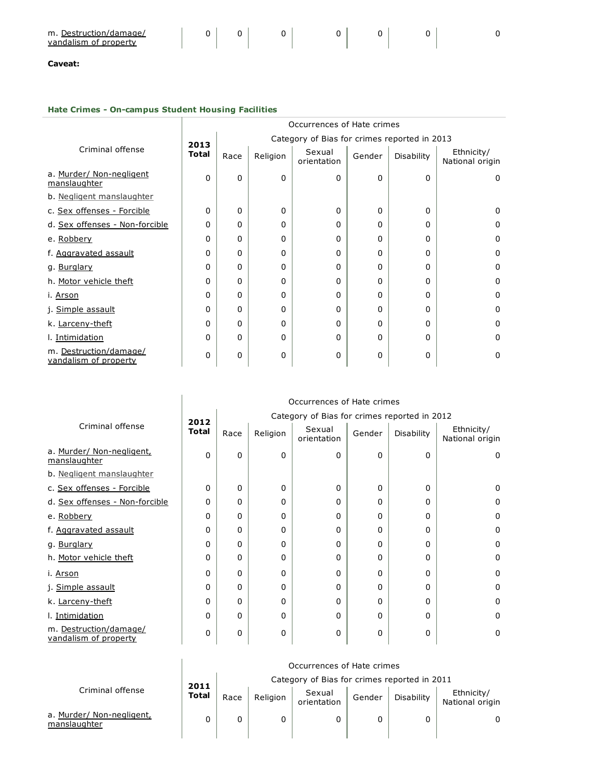| m. Destruction/damage/ vandalism of property | 0 | 0 | 0 | 0 | 0 | 0 | 0 |
|---|---|---|---|---|---|---|---|

**Caveat:**

### Hate Crimes - On-campus Student Housing Facilities

| Criminal offense | 2013 Total | Occurrences of Hate crimes | | | | | |
|---|---|---|---|---|---|---|---|
| | | Category of Bias for crimes reported in 2013 | | | | | |
| | | Race | Religion | Sexual orientation | Gender | Disability | Ethnicity/ National origin |
| a. Murder/ Non-negligent manslaughter | 0 | 0 | 0 | 0 | 0 | 0 | 0 |
| b. Negligent manslaughter | | | | | | | |
| c. Sex offenses - Forcible | 0 | 0 | 0 | 0 | 0 | 0 | 0 |
| d. Sex offenses - Non-forcible | 0 | 0 | 0 | 0 | 0 | 0 | 0 |
| e. Robbery | 0 | 0 | 0 | 0 | 0 | 0 | 0 |
| f. Aggravated assault | 0 | 0 | 0 | 0 | 0 | 0 | 0 |
| g. Burglary | 0 | 0 | 0 | 0 | 0 | 0 | 0 |
| h. Motor vehicle theft | 0 | 0 | 0 | 0 | 0 | 0 | 0 |
| i. Arson | 0 | 0 | 0 | 0 | 0 | 0 | 0 |
| j. Simple assault | 0 | 0 | 0 | 0 | 0 | 0 | 0 |
| k. Larceny-theft | 0 | 0 | 0 | 0 | 0 | 0 | 0 |
| l. Intimidation | 0 | 0 | 0 | 0 | 0 | 0 | 0 |
| m. Destruction/damage/ vandalism of property | 0 | 0 | 0 | 0 | 0 | 0 | 0 |

| Criminal offense | 2012 Total | Occurrences of Hate crimes | | | | | |
|---|---|---|---|---|---|---|---|
| | | Category of Bias for crimes reported in 2012 | | | | | |
| | | Race | Religion | Sexual orientation | Gender | Disability | Ethnicity/ National origin |
| a. Murder/ Non-negligent, manslaughter | 0 | 0 | 0 | 0 | 0 | 0 | 0 |
| b. Negligent manslaughter | | | | | | | |
| c. Sex offenses - Forcible | 0 | 0 | 0 | 0 | 0 | 0 | 0 |
| d. Sex offenses - Non-forcible | 0 | 0 | 0 | 0 | 0 | 0 | 0 |
| e. Robbery | 0 | 0 | 0 | 0 | 0 | 0 | 0 |
| f. Aggravated assault | 0 | 0 | 0 | 0 | 0 | 0 | 0 |
| g. Burglary | 0 | 0 | 0 | 0 | 0 | 0 | 0 |
| h. Motor vehicle theft | 0 | 0 | 0 | 0 | 0 | 0 | 0 |
| i. Arson | 0 | 0 | 0 | 0 | 0 | 0 | 0 |
| j. Simple assault | 0 | 0 | 0 | 0 | 0 | 0 | 0 |
| k. Larceny-theft | 0 | 0 | 0 | 0 | 0 | 0 | 0 |
| l. Intimidation | 0 | 0 | 0 | 0 | 0 | 0 | 0 |
| m. Destruction/damage/ vandalism of property | 0 | 0 | 0 | 0 | 0 | 0 | 0 |

| Criminal offense | 2011 Total | Occurrences of Hate crimes | | | | | |
|---|---|---|---|---|---|---|---|
| | | Category of Bias for crimes reported in 2011 | | | | | |
| | | Race | Religion | Sexual orientation | Gender | Disability | Ethnicity/ National origin |
| a. Murder/ Non-negligent, manslaughter | 0 | 0 | 0 | 0 | 0 | 0 | 0 |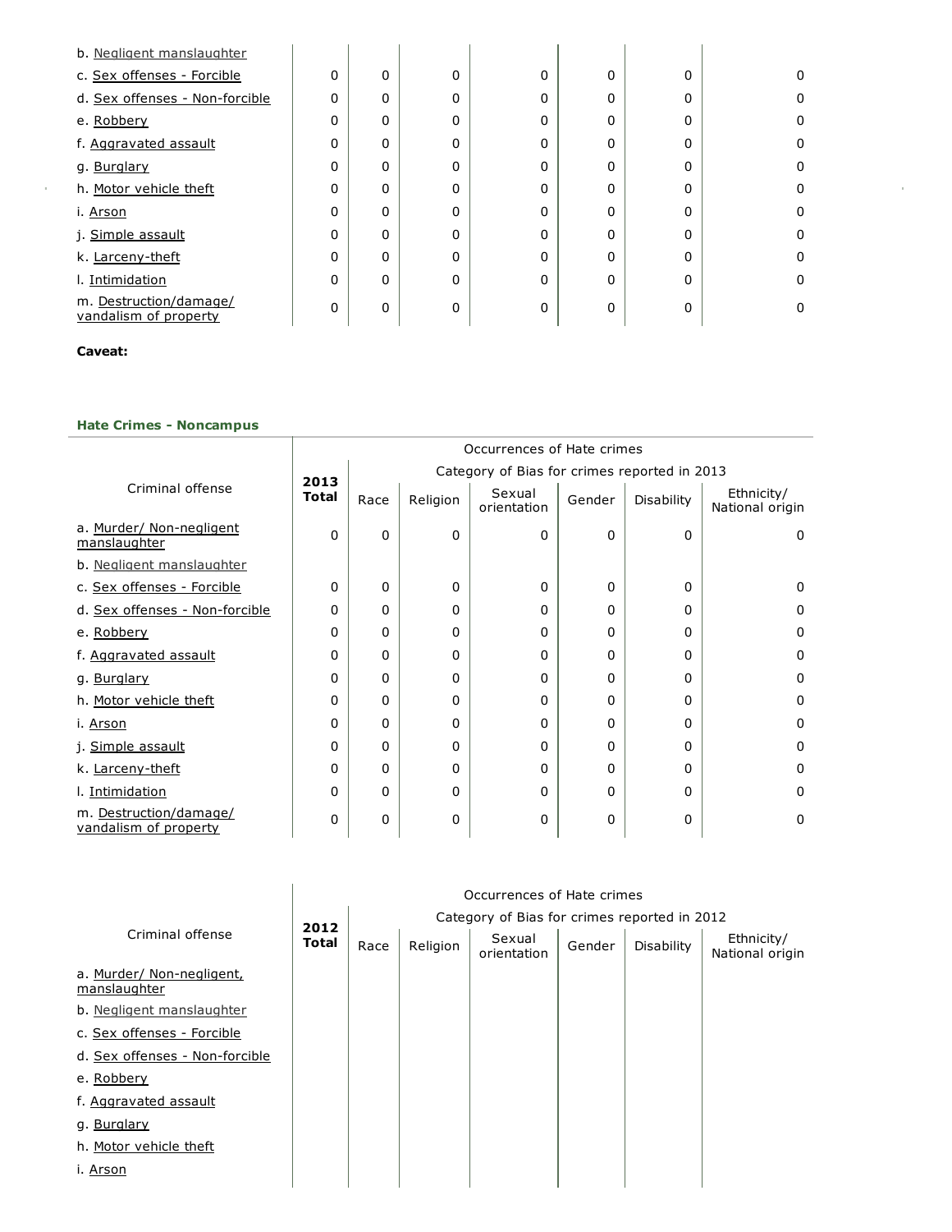| Criminal offense | | | | | | | |
|---|---|---|---|---|---|---|---|
| b. Negligent manslaughter | | | | | | | |
| c. Sex offenses - Forcible | 0 | 0 | 0 | 0 | 0 | 0 | 0 |
| d. Sex offenses - Non-forcible | 0 | 0 | 0 | 0 | 0 | 0 | 0 |
| e. Robbery | 0 | 0 | 0 | 0 | 0 | 0 | 0 |
| f. Aggravated assault | 0 | 0 | 0 | 0 | 0 | 0 | 0 |
| g. Burglary | 0 | 0 | 0 | 0 | 0 | 0 | 0 |
| h. Motor vehicle theft | 0 | 0 | 0 | 0 | 0 | 0 | 0 |
| i. Arson | 0 | 0 | 0 | 0 | 0 | 0 | 0 |
| j. Simple assault | 0 | 0 | 0 | 0 | 0 | 0 | 0 |
| k. Larceny-theft | 0 | 0 | 0 | 0 | 0 | 0 | 0 |
| l. Intimidation | 0 | 0 | 0 | 0 | 0 | 0 | 0 |
| m. Destruction/damage/ vandalism of property | 0 | 0 | 0 | 0 | 0 | 0 | 0 |

**Caveat:**

### Hate Crimes - Noncampus

| Criminal offense | 2013 Total | Occurrences of Hate crimes — Category of Bias for crimes reported in 2013 | | | | | |
|---|---|---|---|---|---|---|---|
| | | Race | Religion | Sexual orientation | Gender | Disability | Ethnicity/ National origin |
| a. Murder/ Non-negligent manslaughter | 0 | 0 | 0 | 0 | 0 | 0 | 0 |
| b. Negligent manslaughter | | | | | | | |
| c. Sex offenses - Forcible | 0 | 0 | 0 | 0 | 0 | 0 | 0 |
| d. Sex offenses - Non-forcible | 0 | 0 | 0 | 0 | 0 | 0 | 0 |
| e. Robbery | 0 | 0 | 0 | 0 | 0 | 0 | 0 |
| f. Aggravated assault | 0 | 0 | 0 | 0 | 0 | 0 | 0 |
| g. Burglary | 0 | 0 | 0 | 0 | 0 | 0 | 0 |
| h. Motor vehicle theft | 0 | 0 | 0 | 0 | 0 | 0 | 0 |
| i. Arson | 0 | 0 | 0 | 0 | 0 | 0 | 0 |
| j. Simple assault | 0 | 0 | 0 | 0 | 0 | 0 | 0 |
| k. Larceny-theft | 0 | 0 | 0 | 0 | 0 | 0 | 0 |
| l. Intimidation | 0 | 0 | 0 | 0 | 0 | 0 | 0 |
| m. Destruction/damage/ vandalism of property | 0 | 0 | 0 | 0 | 0 | 0 | 0 |

| Criminal offense | 2012 Total | Occurrences of Hate crimes — Category of Bias for crimes reported in 2012 | | | | | |
|---|---|---|---|---|---|---|---|
| | | Race | Religion | Sexual orientation | Gender | Disability | Ethnicity/ National origin |
| a. Murder/ Non-negligent, manslaughter | | | | | | | |
| b. Negligent manslaughter | | | | | | | |
| c. Sex offenses - Forcible | | | | | | | |
| d. Sex offenses - Non-forcible | | | | | | | |
| e. Robbery | | | | | | | |
| f. Aggravated assault | | | | | | | |
| g. Burglary | | | | | | | |
| h. Motor vehicle theft | | | | | | | |
| i. Arson | | | | | | | |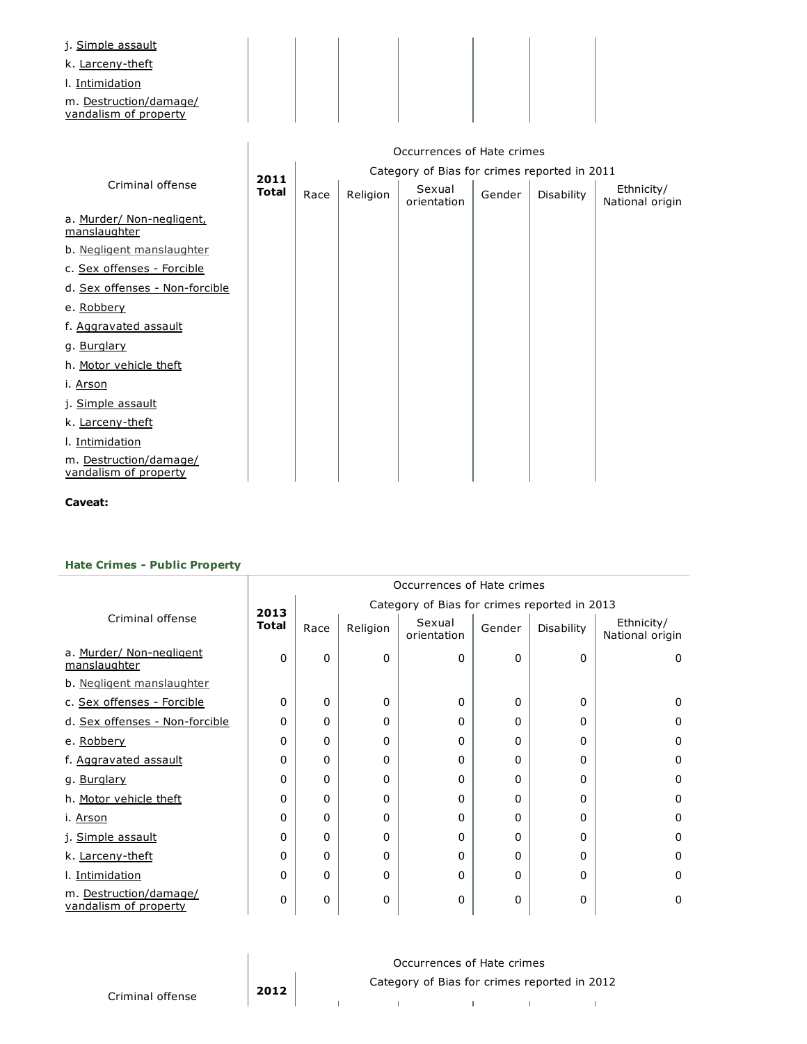| Criminal offense | | | | | | | |
|---|---|---|---|---|---|---|---|
| j. Simple assault | | | | | | | |
| k. Larceny-theft | | | | | | | |
| l. Intimidation | | | | | | | |
| m. Destruction/damage/ vandalism of property | | | | | | | |

| Criminal offense | 2011 Total | Occurrences of Hate crimes | | | | | |
|---|---|---|---|---|---|---|---|
| | | Category of Bias for crimes reported in 2011 | | | | | |
| | | Race | Religion | Sexual orientation | Gender | Disability | Ethnicity/ National origin |
| a. Murder/ Non-negligent, manslaughter | | | | | | | |
| b. Negligent manslaughter | | | | | | | |
| c. Sex offenses - Forcible | | | | | | | |
| d. Sex offenses - Non-forcible | | | | | | | |
| e. Robbery | | | | | | | |
| f. Aggravated assault | | | | | | | |
| g. Burglary | | | | | | | |
| h. Motor vehicle theft | | | | | | | |
| i. Arson | | | | | | | |
| j. Simple assault | | | | | | | |
| k. Larceny-theft | | | | | | | |
| l. Intimidation | | | | | | | |
| m. Destruction/damage/ vandalism of property | | | | | | | |

**Caveat:**

### Hate Crimes - Public Property

| Criminal offense | 2013 Total | Occurrences of Hate crimes | | | | | |
|---|---|---|---|---|---|---|---|
| | | Category of Bias for crimes reported in 2013 | | | | | |
| | | Race | Religion | Sexual orientation | Gender | Disability | Ethnicity/ National origin |
| a. Murder/ Non-negligent manslaughter | 0 | 0 | 0 | 0 | 0 | 0 | 0 |
| b. Negligent manslaughter | | | | | | | |
| c. Sex offenses - Forcible | 0 | 0 | 0 | 0 | 0 | 0 | 0 |
| d. Sex offenses - Non-forcible | 0 | 0 | 0 | 0 | 0 | 0 | 0 |
| e. Robbery | 0 | 0 | 0 | 0 | 0 | 0 | 0 |
| f. Aggravated assault | 0 | 0 | 0 | 0 | 0 | 0 | 0 |
| g. Burglary | 0 | 0 | 0 | 0 | 0 | 0 | 0 |
| h. Motor vehicle theft | 0 | 0 | 0 | 0 | 0 | 0 | 0 |
| i. Arson | 0 | 0 | 0 | 0 | 0 | 0 | 0 |
| j. Simple assault | 0 | 0 | 0 | 0 | 0 | 0 | 0 |
| k. Larceny-theft | 0 | 0 | 0 | 0 | 0 | 0 | 0 |
| l. Intimidation | 0 | 0 | 0 | 0 | 0 | 0 | 0 |
| m. Destruction/damage/ vandalism of property | 0 | 0 | 0 | 0 | 0 | 0 | 0 |

| Criminal offense | 2012 | Occurrences of Hate crimes | | | | | |
|---|---|---|---|---|---|---|---|
| | | Category of Bias for crimes reported in 2012 | | | | | |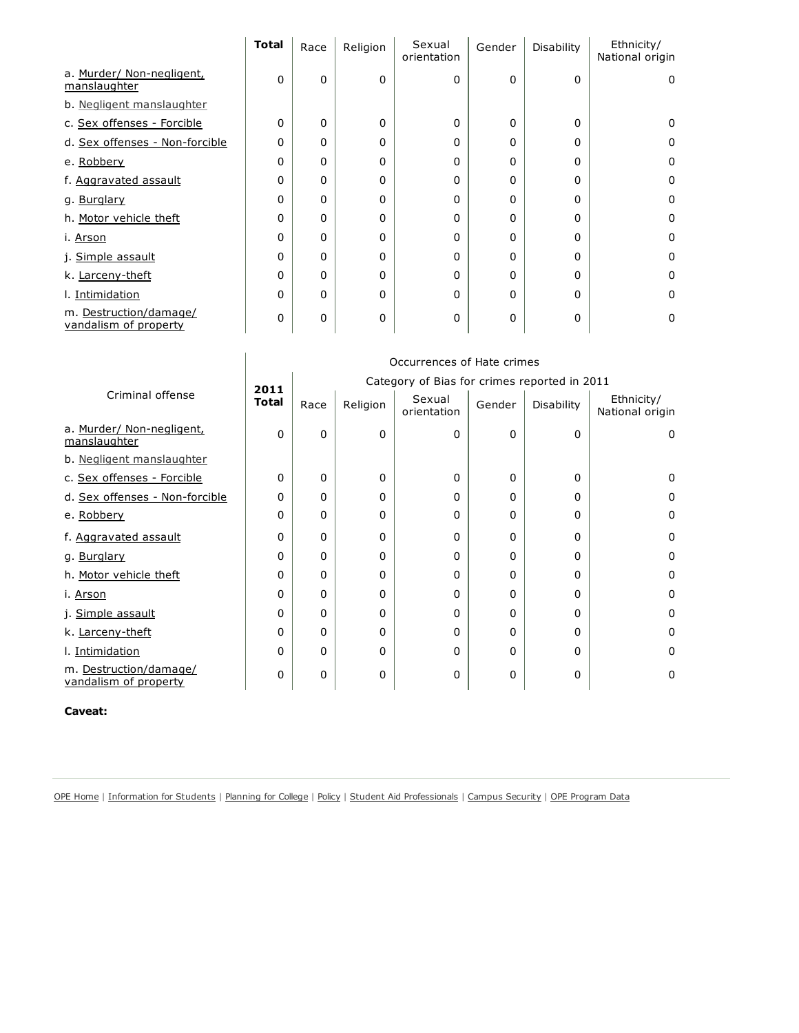| | Total | Race | Religion | Sexual orientation | Gender | Disability | Ethnicity/ National origin |
|---|---|---|---|---|---|---|---|
| a. Murder/ Non-negligent, manslaughter | 0 | 0 | 0 | 0 | 0 | 0 | 0 |
| b. Negligent manslaughter | | | | | | | |
| c. Sex offenses - Forcible | 0 | 0 | 0 | 0 | 0 | 0 | 0 |
| d. Sex offenses - Non-forcible | 0 | 0 | 0 | 0 | 0 | 0 | 0 |
| e. Robbery | 0 | 0 | 0 | 0 | 0 | 0 | 0 |
| f. Aggravated assault | 0 | 0 | 0 | 0 | 0 | 0 | 0 |
| g. Burglary | 0 | 0 | 0 | 0 | 0 | 0 | 0 |
| h. Motor vehicle theft | 0 | 0 | 0 | 0 | 0 | 0 | 0 |
| i. Arson | 0 | 0 | 0 | 0 | 0 | 0 | 0 |
| j. Simple assault | 0 | 0 | 0 | 0 | 0 | 0 | 0 |
| k. Larceny-theft | 0 | 0 | 0 | 0 | 0 | 0 | 0 |
| l. Intimidation | 0 | 0 | 0 | 0 | 0 | 0 | 0 |
| m. Destruction/damage/ vandalism of property | 0 | 0 | 0 | 0 | 0 | 0 | 0 |

| Criminal offense | Occurrences of Hate crimes | | | | | | |
|---|---|---|---|---|---|---|---|
| | 2011 Total | Category of Bias for crimes reported in 2011 | | | | | |
| | | Race | Religion | Sexual orientation | Gender | Disability | Ethnicity/ National origin |
| a. Murder/ Non-negligent, manslaughter | 0 | 0 | 0 | 0 | 0 | 0 | 0 |
| b. Negligent manslaughter | | | | | | | |
| c. Sex offenses - Forcible | 0 | 0 | 0 | 0 | 0 | 0 | 0 |
| d. Sex offenses - Non-forcible | 0 | 0 | 0 | 0 | 0 | 0 | 0 |
| e. Robbery | 0 | 0 | 0 | 0 | 0 | 0 | 0 |
| f. Aggravated assault | 0 | 0 | 0 | 0 | 0 | 0 | 0 |
| g. Burglary | 0 | 0 | 0 | 0 | 0 | 0 | 0 |
| h. Motor vehicle theft | 0 | 0 | 0 | 0 | 0 | 0 | 0 |
| i. Arson | 0 | 0 | 0 | 0 | 0 | 0 | 0 |
| j. Simple assault | 0 | 0 | 0 | 0 | 0 | 0 | 0 |
| k. Larceny-theft | 0 | 0 | 0 | 0 | 0 | 0 | 0 |
| l. Intimidation | 0 | 0 | 0 | 0 | 0 | 0 | 0 |
| m. Destruction/damage/ vandalism of property | 0 | 0 | 0 | 0 | 0 | 0 | 0 |

**Caveat:**

OPE Home | Information for Students | Planning for College | Policy | Student Aid Professionals | Campus Security | OPE Program Data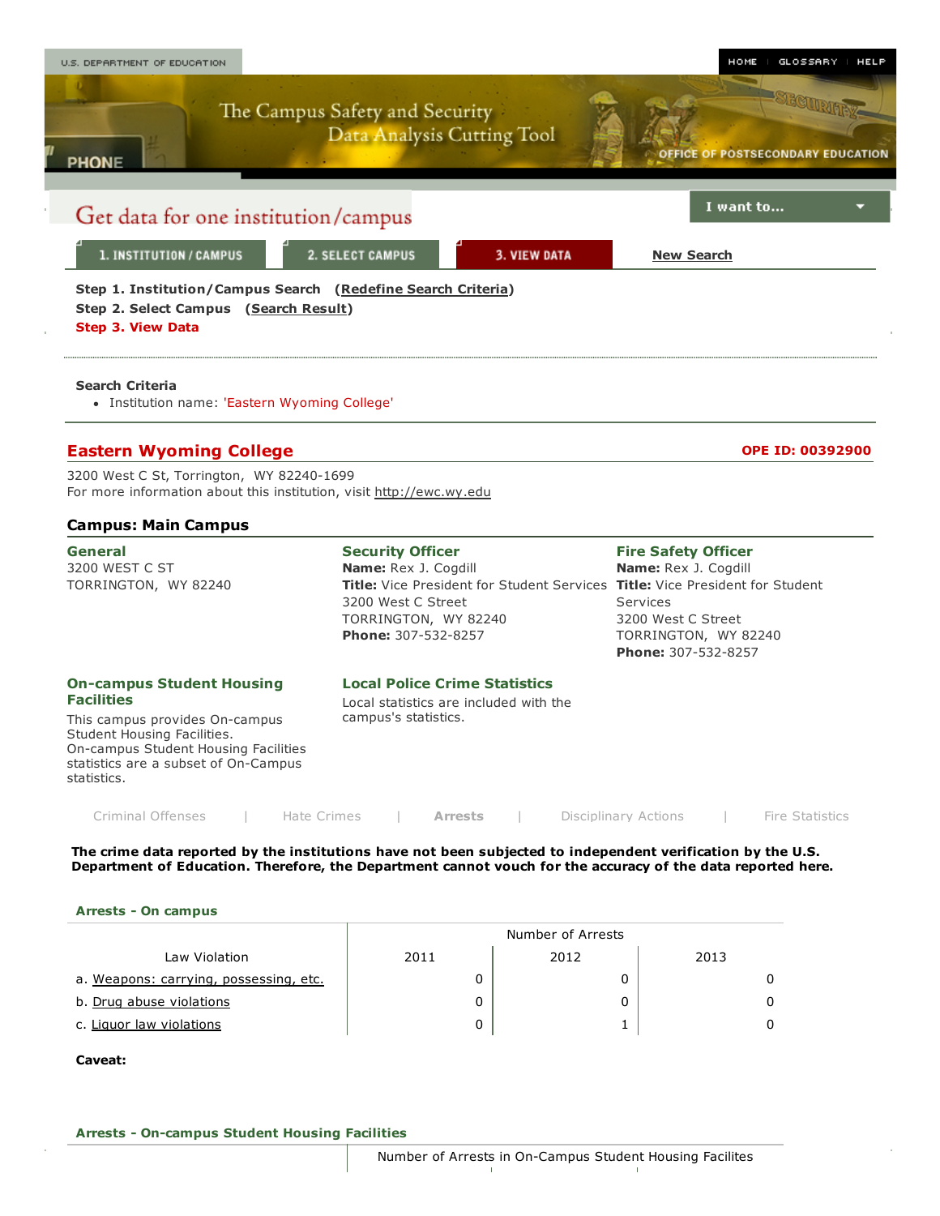U.S. DEPARTMENT OF EDUCATION

HOME | GLOSSARY | HELP

The Campus Safety and Security Data Analysis Cutting Tool

OFFICE OF POSTSECONDARY EDUCATION

# Get data for one institution/campus

I want to...

1. INSTITUTION / CAMPUS | 2. SELECT CAMPUS | 3. VIEW DATA | New Search

**Step 1. Institution/Campus Search** (Redefine Search Criteria)
**Step 2. Select Campus** (Search Result)
**Step 3. View Data**

**Search Criteria**

- Institution name: 'Eastern Wyoming College'

## Eastern Wyoming College

**OPE ID: 00392900**

3200 West C St, Torrington, WY 82240-1699
For more information about this institution, visit http://ewc.wy.edu

### Campus: Main Campus

**General**
3200 WEST C ST
TORRINGTON, WY 82240

**Security Officer**
**Name:** Rex J. Cogdill
**Title:** Vice President for Student Services
3200 West C Street
TORRINGTON, WY 82240
**Phone:** 307-532-8257

**Fire Safety Officer**
**Name:** Rex J. Cogdill
**Title:** Vice President for Student Services
3200 West C Street
TORRINGTON, WY 82240
**Phone:** 307-532-8257

**On-campus Student Housing Facilities**
This campus provides On-campus Student Housing Facilities.
On-campus Student Housing Facilities statistics are a subset of On-Campus statistics.

**Local Police Crime Statistics**
Local statistics are included with the campus's statistics.

Criminal Offenses | Hate Crimes | **Arrests** | Disciplinary Actions | Fire Statistics

**The crime data reported by the institutions have not been subjected to independent verification by the U.S. Department of Education. Therefore, the Department cannot vouch for the accuracy of the data reported here.**

**Arrests - On campus**

| Law Violation | Number of Arrests | | |
|---|---|---|---|
| | 2011 | 2012 | 2013 |
| a. Weapons: carrying, possessing, etc. | 0 | 0 | 0 |
| b. Drug abuse violations | 0 | 0 | 0 |
| c. Liquor law violations | 0 | 1 | 0 |

**Caveat:**

**Arrests - On-campus Student Housing Facilities**

| | Number of Arrests in On-Campus Student Housing Facilites | | |
|---|---|---|---|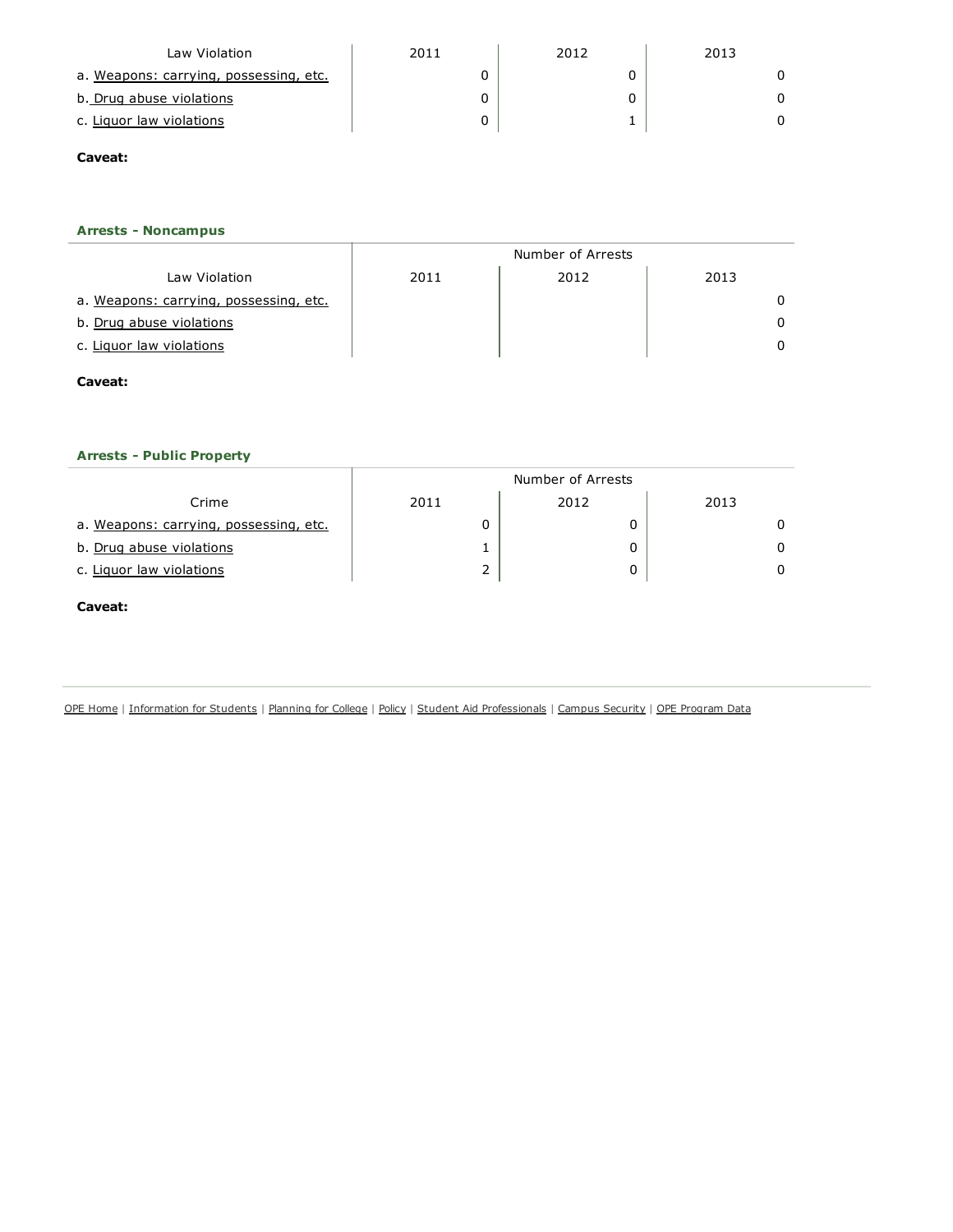| Law Violation | 2011 | 2012 | 2013 |
| --- | --- | --- | --- |
| a. Weapons: carrying, possessing, etc. | 0 | 0 | 0 |
| b. Drug abuse violations | 0 | 0 | 0 |
| c. Liquor law violations | 0 | 1 | 0 |

**Caveat:**

### Arrests - Noncampus

| | Number of Arrests | | |
| --- | --- | --- | --- |
| Law Violation | 2011 | 2012 | 2013 |
| a. Weapons: carrying, possessing, etc. | | | 0 |
| b. Drug abuse violations | | | 0 |
| c. Liquor law violations | | | 0 |

**Caveat:**

### Arrests - Public Property

| | Number of Arrests | | |
| --- | --- | --- | --- |
| Crime | 2011 | 2012 | 2013 |
| a. Weapons: carrying, possessing, etc. | 0 | 0 | 0 |
| b. Drug abuse violations | 1 | 0 | 0 |
| c. Liquor law violations | 2 | 0 | 0 |

**Caveat:**

OPE Home | Information for Students | Planning for College | Policy | Student Aid Professionals | Campus Security | OPE Program Data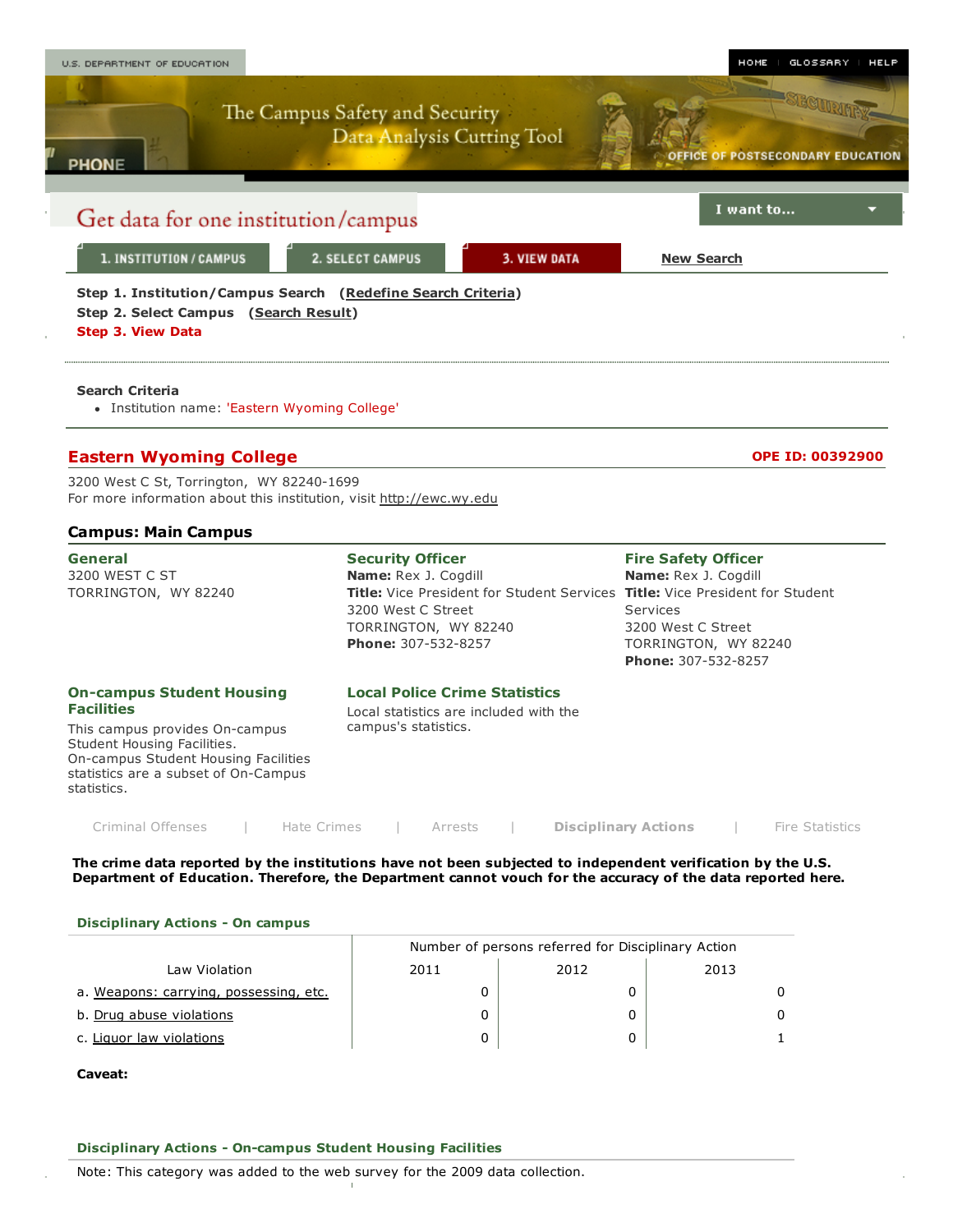U.S. DEPARTMENT OF EDUCATION

HOME | GLOSSARY | HELP

The Campus Safety and Security Data Analysis Cutting Tool

OFFICE OF POSTSECONDARY EDUCATION

# Get data for one institution/campus

I want to...

1. INSTITUTION / CAMPUS | 2. SELECT CAMPUS | 3. VIEW DATA | New Search

**Step 1. Institution/Campus Search** (**Redefine Search Criteria**)
**Step 2. Select Campus** (**Search Result**)
**Step 3. View Data**

**Search Criteria**

- Institution name: 'Eastern Wyoming College'

## Eastern Wyoming College

**OPE ID: 00392900**

3200 West C St, Torrington, WY 82240-1699
For more information about this institution, visit http://ewc.wy.edu

### Campus: Main Campus

**General**
3200 WEST C ST
TORRINGTON, WY 82240

**Security Officer**
**Name:** Rex J. Cogdill
**Title:** Vice President for Student Services
3200 West C Street
TORRINGTON, WY 82240
**Phone:** 307-532-8257

**Fire Safety Officer**
**Name:** Rex J. Cogdill
**Title:** Vice President for Student Services
3200 West C Street
TORRINGTON, WY 82240
**Phone:** 307-532-8257

**On-campus Student Housing Facilities**
This campus provides On-campus Student Housing Facilities.
On-campus Student Housing Facilities statistics are a subset of On-Campus statistics.

**Local Police Crime Statistics**
Local statistics are included with the campus's statistics.

Criminal Offenses | Hate Crimes | Arrests | **Disciplinary Actions** | Fire Statistics

**The crime data reported by the institutions have not been subjected to independent verification by the U.S. Department of Education. Therefore, the Department cannot vouch for the accuracy of the data reported here.**

**Disciplinary Actions - On campus**

| Law Violation | Number of persons referred for Disciplinary Action | | |
|---|---|---|---|
| | 2011 | 2012 | 2013 |
| a. Weapons: carrying, possessing, etc. | 0 | 0 | 0 |
| b. Drug abuse violations | 0 | 0 | 0 |
| c. Liquor law violations | 0 | 0 | 1 |

**Caveat:**

**Disciplinary Actions - On-campus Student Housing Facilities**

Note: This category was added to the web survey for the 2009 data collection.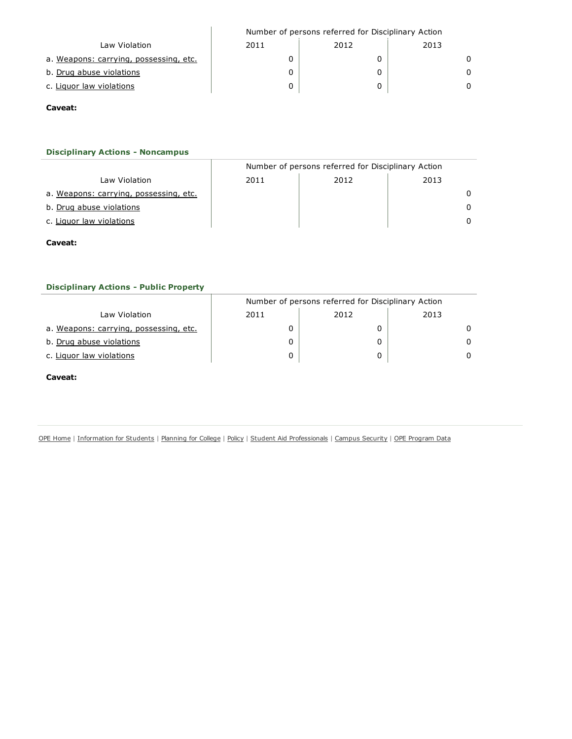| Law Violation | Number of persons referred for Disciplinary Action | | |
|---|---|---|---|
| | 2011 | 2012 | 2013 |
| a. Weapons: carrying, possessing, etc. | 0 | 0 | 0 |
| b. Drug abuse violations | 0 | 0 | 0 |
| c. Liquor law violations | 0 | 0 | 0 |

**Caveat:**

### Disciplinary Actions - Noncampus

| Law Violation | Number of persons referred for Disciplinary Action | | |
|---|---|---|---|
| | 2011 | 2012 | 2013 |
| a. Weapons: carrying, possessing, etc. | | | 0 |
| b. Drug abuse violations | | | 0 |
| c. Liquor law violations | | | 0 |

**Caveat:**

### Disciplinary Actions - Public Property

| Law Violation | Number of persons referred for Disciplinary Action | | |
|---|---|---|---|
| | 2011 | 2012 | 2013 |
| a. Weapons: carrying, possessing, etc. | 0 | 0 | 0 |
| b. Drug abuse violations | 0 | 0 | 0 |
| c. Liquor law violations | 0 | 0 | 0 |

**Caveat:**

OPE Home | Information for Students | Planning for College | Policy | Student Aid Professionals | Campus Security | OPE Program Data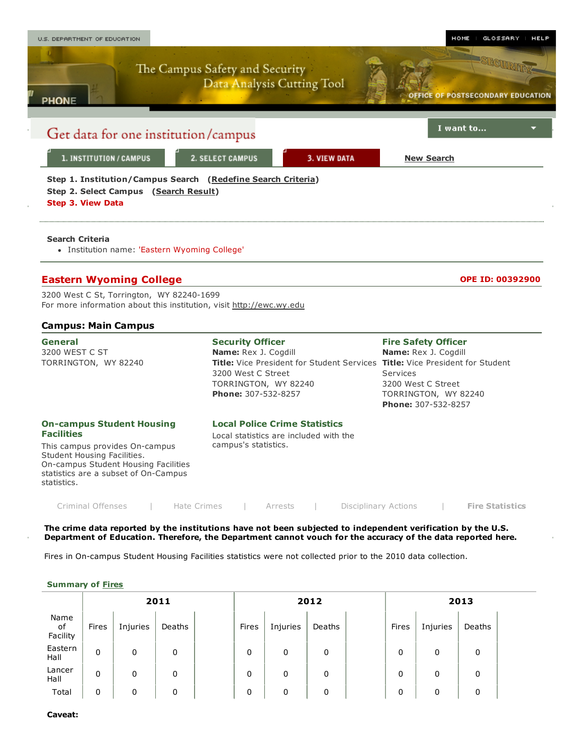U.S. DEPARTMENT OF EDUCATION

HOME | GLOSSARY | HELP

The Campus Safety and Security Data Analysis Cutting Tool

OFFICE OF POSTSECONDARY EDUCATION

# Get data for one institution/campus

I want to...

1. INSTITUTION / CAMPUS | 2. SELECT CAMPUS | 3. VIEW DATA | New Search

**Step 1. Institution/Campus Search** (Redefine Search Criteria)
**Step 2. Select Campus** (Search Result)
**Step 3. View Data**

**Search Criteria**

- Institution name: 'Eastern Wyoming College'

## Eastern Wyoming College

**OPE ID: 00392900**

3200 West C St, Torrington, WY 82240-1699
For more information about this institution, visit http://ewc.wy.edu

### Campus: Main Campus

**General**
3200 WEST C ST
TORRINGTON, WY 82240

**Security Officer**
**Name:** Rex J. Cogdill
**Title:** Vice President for Student Services
3200 West C Street
TORRINGTON, WY 82240
**Phone:** 307-532-8257

**Fire Safety Officer**
**Name:** Rex J. Cogdill
**Title:** Vice President for Student Services
3200 West C Street
TORRINGTON, WY 82240
**Phone:** 307-532-8257

**On-campus Student Housing Facilities**
This campus provides On-campus Student Housing Facilities.
On-campus Student Housing Facilities statistics are a subset of On-Campus statistics.

**Local Police Crime Statistics**
Local statistics are included with the campus's statistics.

Criminal Offenses | Hate Crimes | Arrests | Disciplinary Actions | **Fire Statistics**

**The crime data reported by the institutions have not been subjected to independent verification by the U.S. Department of Education. Therefore, the Department cannot vouch for the accuracy of the data reported here.**

Fires in On-campus Student Housing Facilities statistics were not collected prior to the 2010 data collection.

**Summary of Fires**

| | 2011 | | | 2012 | | | 2013 | | |
|---|---|---|---|---|---|---|---|---|---|
| Name of Facility | Fires | Injuries | Deaths | Fires | Injuries | Deaths | Fires | Injuries | Deaths |
| Eastern Hall | 0 | 0 | 0 | 0 | 0 | 0 | 0 | 0 | 0 |
| Lancer Hall | 0 | 0 | 0 | 0 | 0 | 0 | 0 | 0 | 0 |
| Total | 0 | 0 | 0 | 0 | 0 | 0 | 0 | 0 | 0 |

**Caveat:**